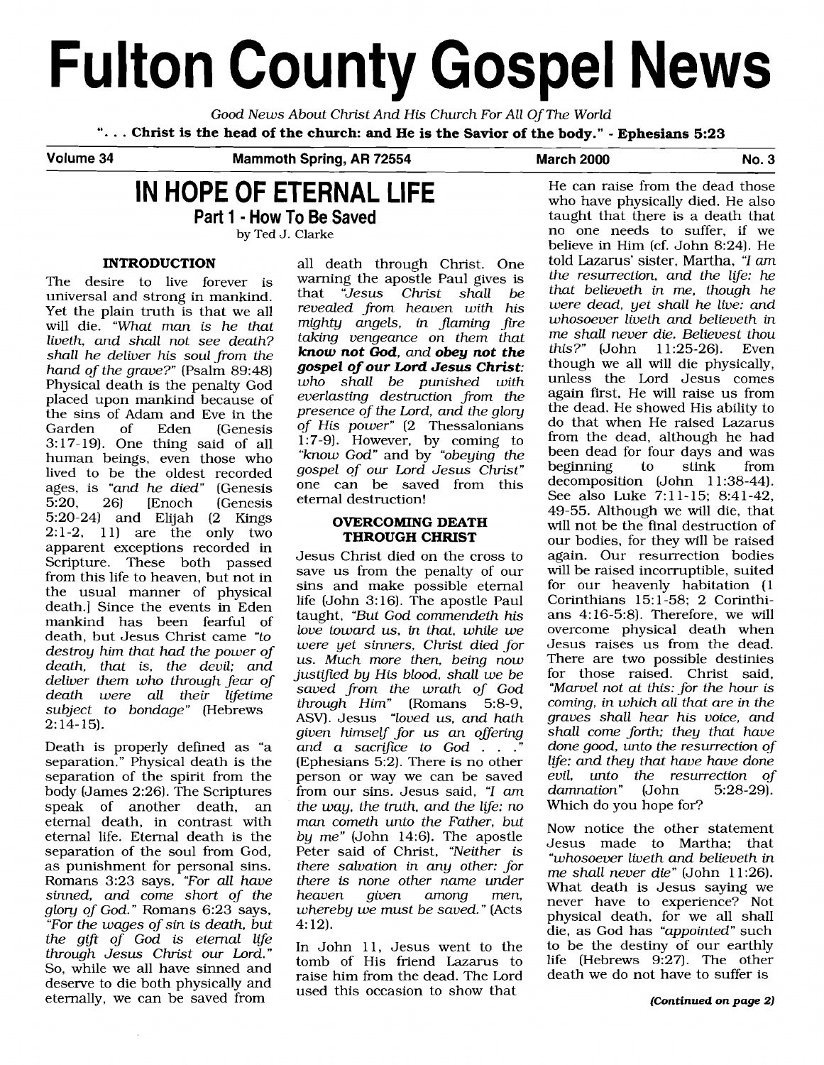# Fulton County Gospel News

*Good News About Christ And His Church For All Of The World*

**". . . Christ is the head of the church: and He is the Savior of the body." - Ephesians 5:23**

**Volume 34** | **Mammoth Spring, AR 72554** | **March 2000** | **No. 3**

## IN HOPE OF ETERNAL LIFE

### Part 1 - How To Be Saved

by Ted J. Clarke

#### INTRODUCTION

The desire to live forever is universal and strong in mankind. Yet the plain truth is that we all will die. *"What man is he that liveth, and shall not see death? shall he deliver his soul from the hand of the grave?"* (Psalm 89:48) Physical death is the penalty God placed upon mankind because of the sins of Adam and Eve in the Garden of Eden (Genesis 3:17-19). One thing said of all human beings, even those who lived to be the oldest recorded ages, is *"and he died"* (Genesis 5:20, 26) [Enoch (Genesis 5:20-24) and Elijah (2 Kings 2:1-2, 11) are the only two apparent exceptions recorded in Scripture. These both passed from this life to heaven, but not in the usual manner of physical death.] Since the events in Eden mankind has been fearful of death, but Jesus Christ came *"to destroy him that had the power of death, that is, the devil; and deliver them who through fear of death were all their lifetime subject to bondage"* (Hebrews 2:14-15).

Death is properly defined as "a separation." Physical death is the separation of the spirit from the body (James 2:26). The Scriptures speak of another death, an eternal death, in contrast with eternal life. Eternal death is the separation of the soul from God, as punishment for personal sins. Romans 3:23 says, *"For all have sinned, and come short of the glory of God."* Romans 6:23 says, *"For the wages of sin is death, but the gift of God is eternal life through Jesus Christ our Lord."* So, while we all have sinned and deserve to die both physically and eternally, we can be saved from all death through Christ. One warning the apostle Paul gives is that *"Jesus Christ shall be revealed from heaven with his mighty angels, in flaming fire taking vengeance on them that* ***know not God****, and* ***obey not the gospel of our Lord Jesus Christ****: who shall be punished with everlasting destruction from the presence of the Lord, and the glory of His power"* (2 Thessalonians 1:7-9). However, by coming to *"know God"* and by *"obeying the gospel of our Lord Jesus Christ"* one can be saved from this eternal destruction!

#### OVERCOMING DEATH THROUGH CHRIST

Jesus Christ died on the cross to save us from the penalty of our sins and make possible eternal life (John 3:16). The apostle Paul taught, *"But God commendeth his love toward us, in that, while we were yet sinners, Christ died for us. Much more then, being now justified by His blood, shall we be saved from the wrath of God through Him"* (Romans 5:8-9, ASV). Jesus *"loved us, and hath given himself for us an offering and a sacrifice to God . . ."* (Ephesians 5:2). There is no other person or way we can be saved from our sins. Jesus said, *"I am the way, the truth, and the life: no man cometh unto the Father, but by me"* (John 14:6). The apostle Peter said of Christ, *"Neither is there salvation in any other: for there is none other name under heaven given among men, whereby we must be saved."* (Acts 4:12).

In John 11, Jesus went to the tomb of His friend Lazarus to raise him from the dead. The Lord used this occasion to show that He can raise from the dead those who have physically died. He also taught that there is a death that no one needs to suffer, if we believe in Him (cf. John 8:24). He told Lazarus' sister, Martha, *"I am the resurrection, and the life: he that believeth in me, though he were dead, yet shall he live: and whosoever liveth and believeth in me shall never die. Believest thou this?"* (John 11:25-26). Even though we all will die physically, unless the Lord Jesus comes again first, He will raise us from the dead. He showed His ability to do that when He raised Lazarus from the dead, although he had been dead for four days and was beginning to stink from decomposition (John 11:38-44). See also Luke 7:11-15; 8:41-42, 49-55. Although we will die, that will not be the final destruction of our bodies, for they will be raised again. Our resurrection bodies will be raised incorruptible, suited for our heavenly habitation (1 Corinthians 15:1-58; 2 Corinthians 4:16-5:8). Therefore, we will overcome physical death when Jesus raises us from the dead. There are two possible destinies for those raised. Christ said, *"Marvel not at this: for the hour is coming, in which all that are in the graves shall hear his voice, and shall come forth; they that have done good, unto the resurrection of life; and they that have have done evil, unto the resurrection of damnation"* (John 5:28-29). Which do you hope for?

Now notice the other statement Jesus made to Martha; that *"whosoever liveth and believeth in me shall never die"* (John 11:26). What death is Jesus saying we never have to experience? Not physical death, for we all shall die, as God has *"appointed"* such to be the destiny of our earthly life (Hebrews 9:27). The other death we do not have to suffer is

***(Continued on page 2)***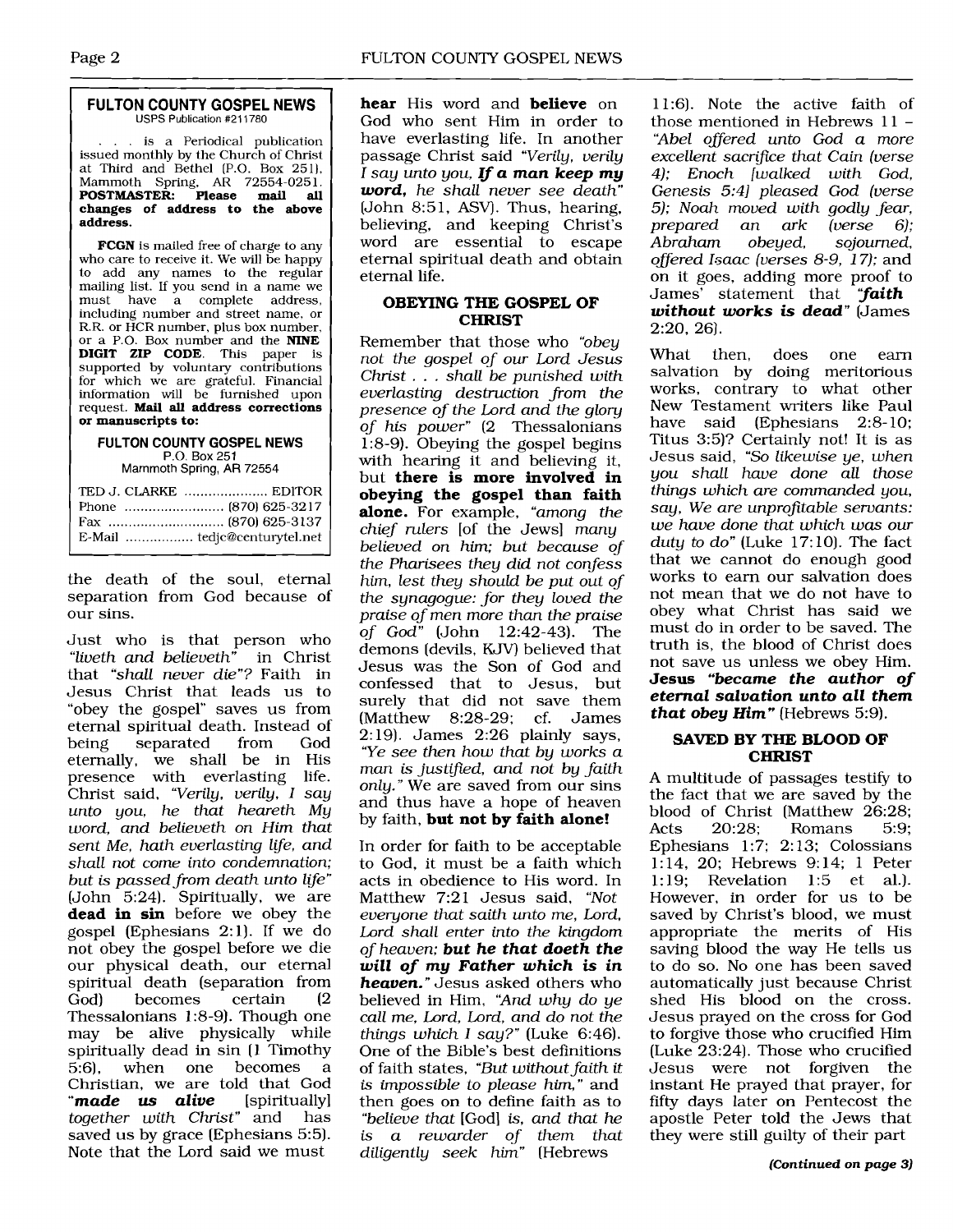**FULTON COUNTY GOSPEL NEWS**
USPS Publication #211780

. . . is a Periodical publication issued monthly by the Church of Christ at Third and Bethel (P.O. Box 251), Mammoth Spring, AR 72554-0251. **POSTMASTER: Please mail all changes of address to the above address.**

**FCGN** is mailed free of charge to any who care to receive it. We will be happy to add any names to the regular mailing list. If you send in a name we must have a complete address, including number and street name, or R.R. or HCR number, plus box number, or a P.O. Box number and the **NINE DIGIT ZIP CODE**. This paper is supported by voluntary contributions for which we are grateful. Financial information will be furnished upon request. **Mail all address corrections or manuscripts to:**

**FULTON COUNTY GOSPEL NEWS**
P.O. Box 251
Mammoth Spring, AR 72554

TED J. CLARKE .................... EDITOR
Phone ........................ (870) 625-3217
Fax ............................ (870) 625-3137
E-Mail ................ tedjc@centurytel.net

the death of the soul, eternal separation from God because of our sins.

Just who is that person who *"liveth and believeth"* in Christ that *"shall never die"*? Faith in Jesus Christ that leads us to "obey the gospel" saves us from eternal spiritual death. Instead of being separated from God eternally, we shall be in His presence with everlasting life. Christ said, *"Verily, verily, I say unto you, he that heareth My word, and believeth on Him that sent Me, hath everlasting life, and shall not come into condemnation; but is passed from death unto life"* (John 5:24). Spiritually, we are **dead in sin** before we obey the gospel (Ephesians 2:1). If we do not obey the gospel before we die our physical death, our eternal spiritual death (separation from God) becomes certain (2 Thessalonians 1:8-9). Though one may be alive physically while spiritually dead in sin (1 Timothy 5:6), when one becomes a Christian, we are told that God "***made us alive*** [spiritually] *together with Christ*" and has saved us by grace (Ephesians 5:5). Note that the Lord said we must **hear** His word and **believe** on God who sent Him in order to have everlasting life. In another passage Christ said *"Verily, verily I say unto you,* ***If a man keep my word,*** *he shall never see death"* (John 8:51, ASV). Thus, hearing, believing, and keeping Christ's word are essential to escape eternal spiritual death and obtain eternal life.

### OBEYING THE GOSPEL OF CHRIST

Remember that those who *"obey not the gospel of our Lord Jesus Christ . . . shall be punished with everlasting destruction from the presence of the Lord and the glory of his power"* (2 Thessalonians 1:8-9). Obeying the gospel begins with hearing it and believing it, but **there is more involved in obeying the gospel than faith alone.** For example, *"among the chief rulers* [of the Jews] *many believed on him; but because of the Pharisees they did not confess him, lest they should be put out of the synagogue: for they loved the praise of men more than the praise of God"* (John 12:42-43). The demons (devils, KJV) believed that Jesus was the Son of God and confessed that to Jesus, but surely that did not save them (Matthew 8:28-29; cf. James 2:19). James 2:26 plainly says, *"Ye see then how that by works a man is justified, and not by faith only."* We are saved from our sins and thus have a hope of heaven by faith, **but not by faith alone!**

In order for faith to be acceptable to God, it must be a faith which acts in obedience to His word. In Matthew 7:21 Jesus said, *"Not everyone that saith unto me, Lord, Lord shall enter into the kingdom of heaven;* ***but he that doeth the will of my Father which is in heaven.****"* Jesus asked others who believed in Him, *"And why do ye call me, Lord, Lord, and do not the things which I say?"* (Luke 6:46). One of the Bible's best definitions of faith states, *"But without faith it is impossible to please him,"* and then goes on to define faith as to *"believe that* [God] *is, and that he is a rewarder of them that diligently seek him"* (Hebrews 11:6). Note the active faith of those mentioned in Hebrews 11 – *"Abel offered unto God a more excellent sacrifice that Cain (verse 4); Enoch [walked with God, Genesis 5:4] pleased God (verse 5); Noah moved with godly fear, prepared an ark (verse 6); Abraham obeyed, sojourned, offered Isaac (verses 8-9, 17);* and on it goes, adding more proof to James' statement that ***"faith without works is dead"*** (James 2:20, 26).

What then, does one earn salvation by doing meritorious works, contrary to what other New Testament writers like Paul have said (Ephesians 2:8-10; Titus 3:5)? Certainly not! It is as Jesus said, *"So likewise ye, when you shall have done all those things which are commanded you, say, We are unprofitable servants: we have done that which was our duty to do"* (Luke 17:10). The fact that we cannot do enough good works to earn our salvation does not mean that we do not have to obey what Christ has said we must do in order to be saved. The truth is, the blood of Christ does not save us unless we obey Him. **Jesus *"became the author of eternal salvation unto all them that obey Him"*** (Hebrews 5:9).

### SAVED BY THE BLOOD OF CHRIST

A multitude of passages testify to the fact that we are saved by the blood of Christ (Matthew 26:28; Acts 20:28; Romans 5:9; Ephesians 1:7; 2:13; Colossians 1:14, 20; Hebrews 9:14; 1 Peter 1:19; Revelation 1:5 et al.). However, in order for us to be saved by Christ's blood, we must appropriate the merits of His saving blood the way He tells us to do so. No one has been saved automatically just because Christ shed His blood on the cross. Jesus prayed on the cross for God to forgive those who crucified Him (Luke 23:24). Those who crucified Jesus were not forgiven the instant He prayed that prayer, for fifty days later on Pentecost the apostle Peter told the Jews that they were still guilty of their part

*(Continued on page 3)*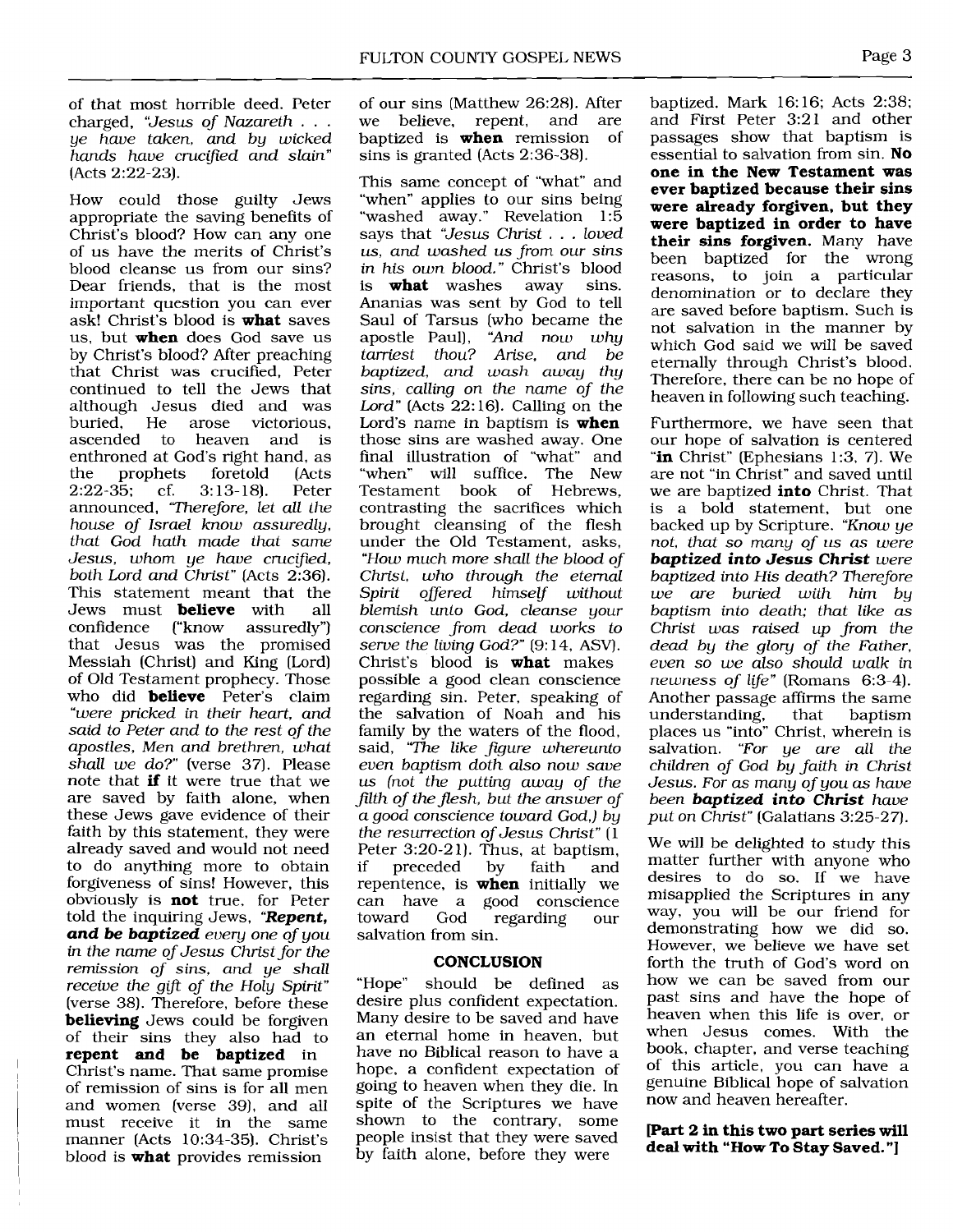of that most horrible deed. Peter charged, *"Jesus of Nazareth . . . ye have taken, and by wicked hands have crucified and slain"* (Acts 2:22-23).

How could those guilty Jews appropriate the saving benefits of Christ's blood? How can any one of us have the merits of Christ's blood cleanse us from our sins? Dear friends, that is the most important question you can ever ask! Christ's blood is **what** saves us, but **when** does God save us by Christ's blood? After preaching that Christ was crucified, Peter continued to tell the Jews that although Jesus died and was buried, He arose victorious, ascended to heaven and is enthroned at God's right hand, as the prophets foretold (Acts 2:22-35; cf. 3:13-18). Peter announced, *"Therefore, let all the house of Israel know assuredly, that God hath made that same Jesus, whom ye have crucified, both Lord and Christ"* (Acts 2:36). This statement meant that the Jews must **believe** with all confidence ("know assuredly") that Jesus was the promised Messiah (Christ) and King (Lord) of Old Testament prophecy. Those who did **believe** Peter's claim *"were pricked in their heart, and said to Peter and to the rest of the apostles, Men and brethren, what shall we do?"* (verse 37). Please note that **if** it were true that we are saved by faith alone, when these Jews gave evidence of their faith by this statement, they were already saved and would not need to do anything more to obtain forgiveness of sins! However, this obviously is **not** true, for Peter told the inquiring Jews, ***"Repent, and be baptized*** *every one of you in the name of Jesus Christ for the remission of sins, and ye shall receive the gift of the Holy Spirit"* (verse 38). Therefore, before these **believing** Jews could be forgiven of their sins they also had to **repent and be baptized** in Christ's name. That same promise of remission of sins is for all men and women (verse 39), and all must receive it in the same manner (Acts 10:34-35). Christ's blood is **what** provides remission of our sins (Matthew 26:28). After we believe, repent, and are baptized is **when** remission of sins is granted (Acts 2:36-38).

This same concept of "what" and "when" applies to our sins being "washed away." Revelation 1:5 says that *"Jesus Christ . . . loved us, and washed us from our sins in his own blood."* Christ's blood is **what** washes away sins. Ananias was sent by God to tell Saul of Tarsus (who became the apostle Paul), *"And now why tarriest thou? Arise, and be baptized, and wash away thy sins, calling on the name of the Lord"* (Acts 22:16). Calling on the Lord's name in baptism is **when** those sins are washed away. One final illustration of "what" and "when" will suffice. The New Testament book of Hebrews, contrasting the sacrifices which brought cleansing of the flesh under the Old Testament, asks, *"How much more shall the blood of Christ, who through the eternal Spirit offered himself without blemish unto God, cleanse your conscience from dead works to serve the living God?"* (9:14, ASV). Christ's blood **is what** makes possible a good clean conscience regarding sin. Peter, speaking of the salvation of Noah and his family by the waters of the flood, said, *"The like figure whereunto even baptism doth also now save us (not the putting away of the filth of the flesh, but the answer of a good conscience toward God,) by the resurrection of Jesus Christ"* (1 Peter 3:20-21). Thus, at baptism, if preceded by faith and repentence, is **when** initially we can have a good conscience toward God regarding our salvation from sin.

### CONCLUSION

"Hope" should be defined as desire plus confident expectation. Many desire to be saved and have an eternal home in heaven, but have no Biblical reason to have a hope, a confident expectation of going to heaven when they die. In spite of the Scriptures we have shown to the contrary, some people insist that they were saved by faith alone, before they were baptized. Mark 16:16; Acts 2:38; and First Peter 3:21 and other passages show that baptism is essential to salvation from sin. **No one in the New Testament was ever baptized because their sins were already forgiven, but they were baptized in order to have their sins forgiven.** Many have been baptized for the wrong reasons, to join a particular denomination or to declare they are saved before baptism. Such is not salvation in the manner by which God said we will be saved eternally through Christ's blood. Therefore, there can be no hope of heaven in following such teaching.

Furthermore, we have seen that our hope of salvation is centered "**in** Christ" (Ephesians 1:3, 7). We are not "in Christ" and saved until we are baptized **into** Christ. That is a bold statement, but one backed up by Scripture. *"Know ye not, that so many of us as were* ***baptized into Jesus Christ*** *were baptized into His death? Therefore we are buried with him by baptism into death; that like as Christ was raised up from the dead by the glory of the Father, even so we also should walk in newness of life"* (Romans 6:3-4). Another passage affirms the same understanding, that baptism places us "into" Christ, wherein is salvation. *"For ye are all the children of God by faith in Christ Jesus. For as many of you as have been* ***baptized into Christ*** *have put on Christ"* (Galatians 3:25-27).

We will be delighted to study this matter further with anyone who desires to do so. If we have misapplied the Scriptures in any way, you will be our friend for demonstrating how we did so. However, we believe we have set forth the truth of God's word on how we can be saved from our past sins and have the hope of heaven when this life is over, or when Jesus comes. With the book, chapter, and verse teaching of this article, you can have a genuine Biblical hope of salvation now and heaven hereafter.

**[Part 2 in this two part series will deal with "How To Stay Saved."]**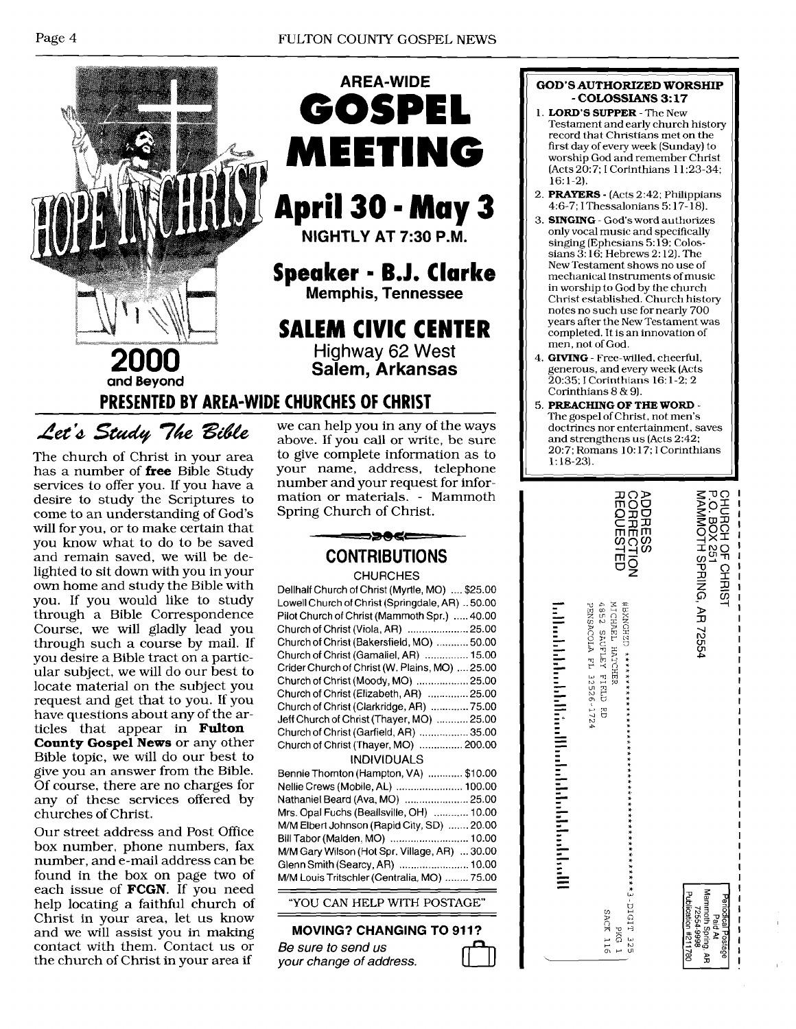HOPE IN CHRIST

**2000**
and Beyond

# AREA-WIDE GOSPEL MEETING

## April 30 - May 3

**NIGHTLY AT 7:30 P.M.**

## Speaker - B.J. Clarke

**Memphis, Tennessee**

## SALEM CIVIC CENTER

Highway 62 West
**Salem, Arkansas**

**PRESENTED BY AREA-WIDE CHURCHES OF CHRIST**

## *Let's Study The Bible*

The church of Christ in your area has a number of **free** Bible Study services to offer you. If you have a desire to study the Scriptures to come to an understanding of God's will for you, or to make certain that you know what to do to be saved and remain saved, we will be delighted to sit down with you in your own home and study the Bible with you. If you would like to study through a Bible Correspondence Course, we will gladly lead you through such a course by mail. If you desire a Bible tract on a particular subject, we will do our best to locate material on the subject you request and get that to you. If you have questions about any of the articles that appear in **Fulton County Gospel News** or any other Bible topic, we will do our best to give you an answer from the Bible. Of course, there are no charges for any of these services offered by churches of Christ.

Our street address and Post Office box number, phone numbers, fax number, and e-mail address can be found in the box on page two of each issue of **FCGN**. If you need help locating a faithful church of Christ in your area, let us know and we will assist you in making contact with them. Contact us or the church of Christ in your area if we can help you in any of the ways above. If you call or write, be sure to give complete information as to your name, address, telephone number and your request for information or materials. - Mammoth Spring Church of Christ.

## CONTRIBUTIONS

### CHURCHES

Dellhalf Church of Christ (Myrtle, MO) .... $25.00
Lowell Church of Christ (Springdale, AR) .. 50.00
Pilot Church of Christ (Mammoth Spr.) ..... 40.00
Church of Christ (Viola, AR) ..................... 25.00
Church of Christ (Bakersfield, MO) ........... 50.00
Church of Christ (Gamaliel, AR) ............... 15.00
Crider Church of Christ (W. Plains, MO) .... 25.00
Church of Christ (Moody, MO) .................. 25.00
Church of Christ (Elizabeth, AR) .............. 25.00
Church of Christ (Clarkridge, AR) ............. 75.00
Jeff Church of Christ (Thayer, MO) ........... 25.00
Church of Christ (Garfield, AR) ................. 35.00
Church of Christ (Thayer, MO) ............... 200.00

### INDIVIDUALS

Bennie Thornton (Hampton, VA) ............ $10.00
Nellie Crews (Mobile, AL) ....................... 100.00
Nathaniel Beard (Ava, MO) ...................... 25.00
Mrs. Opal Fuchs (Beallsville, OH) ............ 10.00
M/M Elbert Johnson (Rapid City, SD) ....... 20.00
Bill Tabor (Malden, MO) ........................... 10.00
M/M Gary Wilson (Hot Spr. Village, AR) ... 30.00
Glenn Smith (Searcy, AR) ........................ 10.00
M/M Louis Tritschler (Centralia, MO) ........ 75.00

"YOU CAN HELP WITH POSTAGE"

**MOVING? CHANGING TO 911?**

*Be sure to send us your change of address.*

**GOD'S AUTHORIZED WORSHIP - COLOSSIANS 3:17**

1. **LORD'S SUPPER** - The New Testament and early church history record that Christians met on the first day of every week (Sunday) to worship God and remember Christ (Acts 20:7; I Corinthians 11:23-34; 16:1-2).
2. **PRAYERS** - (Acts 2:42; Philippians 4:6-7; I Thessalonians 5:17-18).
3. **SINGING** - God's word authorizes only vocal music and specifically singing (Ephesians 5:19; Colossians 3:16; Hebrews 2:12). The New Testament shows no use of mechanical instruments of music in worship to God by the church Christ established. Church history notes no such use for nearly 700 years after the New Testament was completed. It is an innovation of men, not of God.
4. **GIVING** - Free-willed, cheerful, generous, and every week (Acts 20:35; I Corinthians 16:1-2; 2 Corinthians 8 & 9).
5. **PREACHING OF THE WORD** - The gospel of Christ, not men's doctrines nor entertainment, saves and strengthens us (Acts 2:42; 20:7; Romans 10:17; I Corinthians 1:18-23).

CHURCH OF CHRIST
P.O. BOX 251
MAMMOTH SPRING, AR 72554

ADDRESS CORRECTION REQUESTED

#BXNCHZD ****************************3-DIGIT 325
MICHAEL HATCHER
4852 SAUFLEY FIELD RD
PENSACOLA FL 32526-1724
PKG 1
SACK 116

Periodical Postage
Paid At
Mammoth Spring AR
72554-9998
Publication #211780